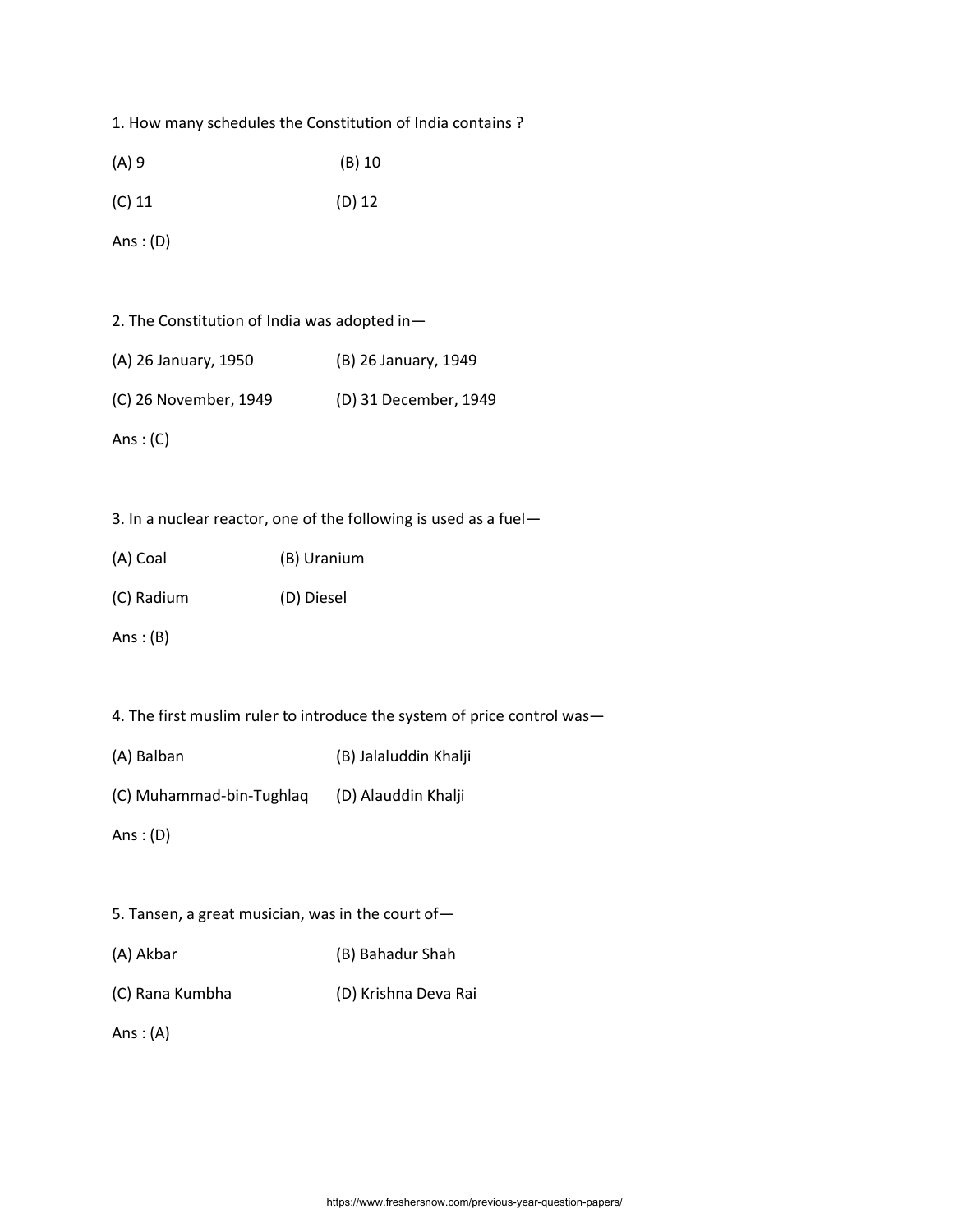1. How many schedules the Constitution of India contains ?

(A) 9 (B) 10

(C) 11 (D) 12

Ans : (D)

2. The Constitution of India was adopted in—

(A) 26 January, 1950 (B) 26 January, 1949

(C) 26 November, 1949 (D) 31 December, 1949

Ans : (C)

3. In a nuclear reactor, one of the following is used as a fuel—

(A) Coal (B) Uranium

(C) Radium (D) Diesel

Ans : (B)

4. The first muslim ruler to introduce the system of price control was—

(A) Balban (B) Jalaluddin Khalji

(C) Muhammad-bin-Tughlaq (D) Alauddin Khalji

Ans : (D)

5. Tansen, a great musician, was in the court of—

(A) Akbar (B) Bahadur Shah

(C) Rana Kumbha (D) Krishna Deva Rai

Ans : (A)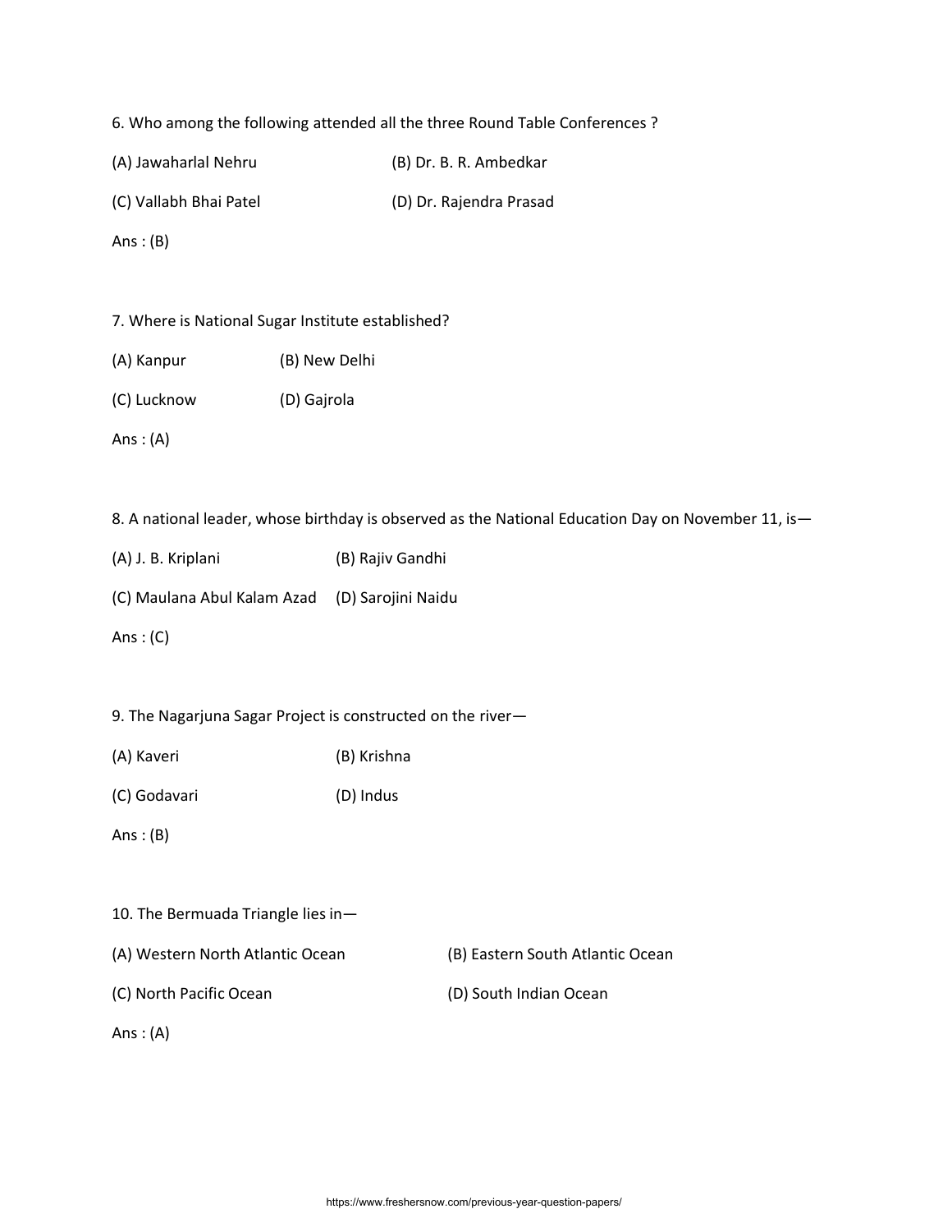6. Who among the following attended all the three Round Table Conferences ?

(A) Jawaharlal Nehru

(B) Dr. B. R. Ambedkar

(C) Vallabh Bhai Patel

(D) Dr. Rajendra Prasad

Ans : (B)

7. Where is National Sugar Institute established?

(A) Kanpur

(B) New Delhi

(C) Lucknow

(D) Gajrola

Ans : (A)

8. A national leader, whose birthday is observed as the National Education Day on November 11, is—

(A) J. B. Kriplani

(B) Rajiv Gandhi

(C) Maulana Abul Kalam Azad

(D) Sarojini Naidu

Ans : (C)

9. The Nagarjuna Sagar Project is constructed on the river—

(A) Kaveri

(B) Krishna

(C) Godavari

(D) Indus

Ans : (B)

10. The Bermuada Triangle lies in—

(A) Western North Atlantic Ocean

(B) Eastern South Atlantic Ocean

(C) North Pacific Ocean

(D) South Indian Ocean

Ans : (A)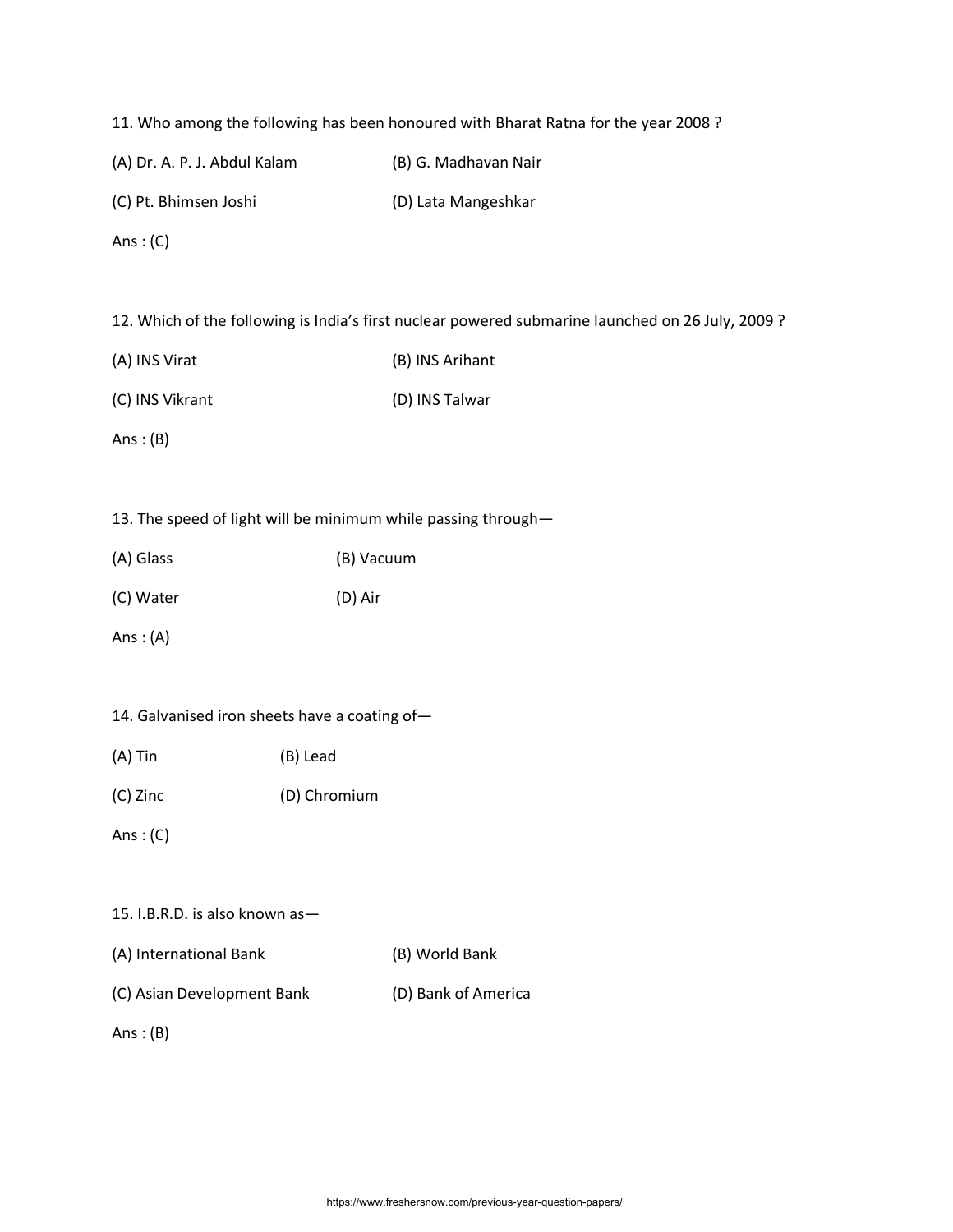11. Who among the following has been honoured with Bharat Ratna for the year 2008 ?

(A) Dr. A. P. J. Abdul Kalam (B) G. Madhavan Nair

(C) Pt. Bhimsen Joshi (D) Lata Mangeshkar

Ans : (C)

12. Which of the following is India's first nuclear powered submarine launched on 26 July, 2009 ?

(A) INS Virat (B) INS Arihant

(C) INS Vikrant (D) INS Talwar

Ans : (B)

13. The speed of light will be minimum while passing through—

(A) Glass (B) Vacuum

(C) Water (D) Air

Ans : (A)

14. Galvanised iron sheets have a coating of—

(A) Tin (B) Lead

(C) Zinc (D) Chromium

Ans : (C)

15. I.B.R.D. is also known as—

(A) International Bank (B) World Bank

(C) Asian Development Bank (D) Bank of America

Ans : (B)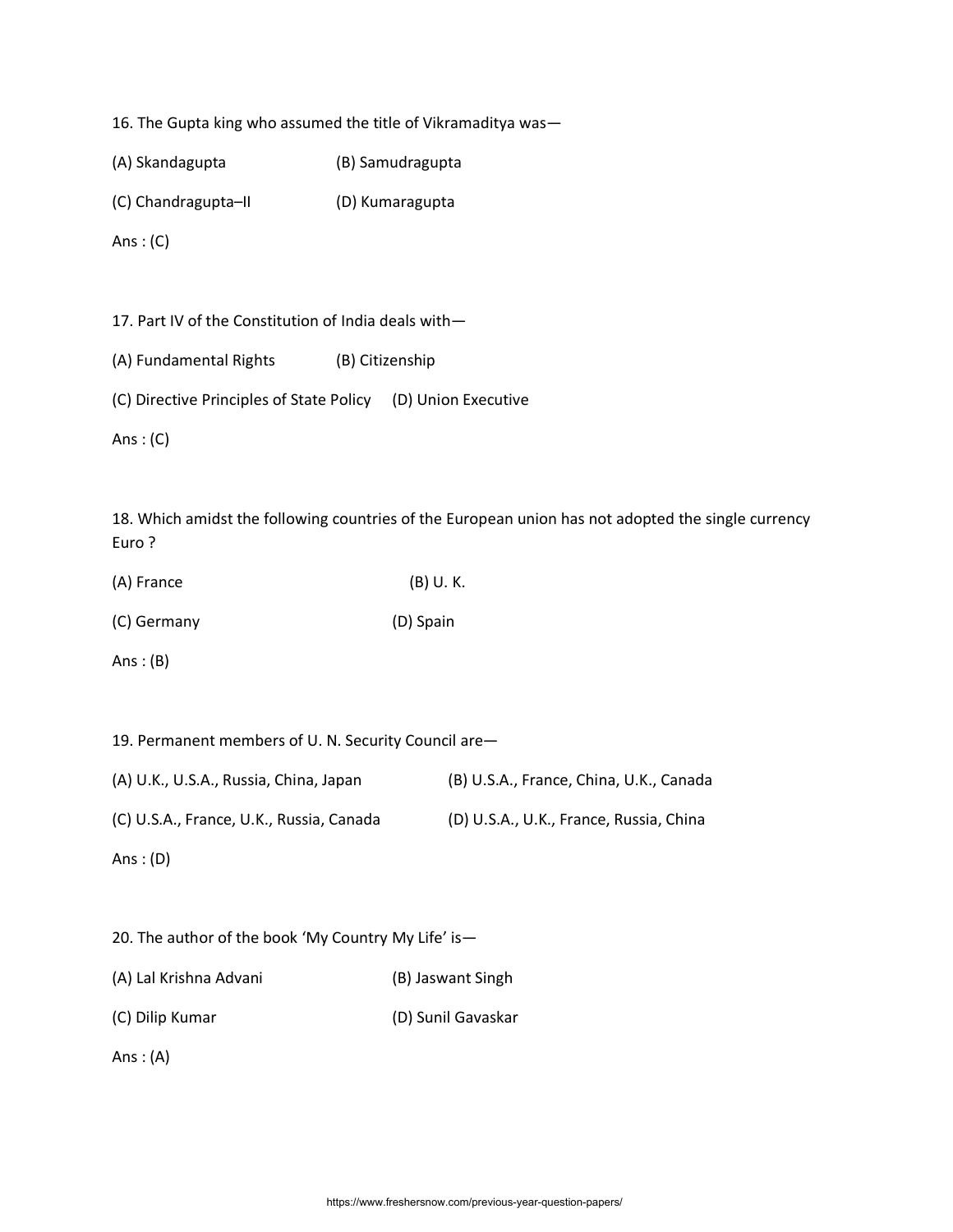16. The Gupta king who assumed the title of Vikramaditya was—

(A) Skandagupta (B) Samudragupta

(C) Chandragupta–II (D) Kumaragupta

Ans : (C)

17. Part IV of the Constitution of India deals with—

(A) Fundamental Rights (B) Citizenship

(C) Directive Principles of State Policy (D) Union Executive

Ans : (C)

18. Which amidst the following countries of the European union has not adopted the single currency Euro ?

(A) France (B) U. K.

(C) Germany (D) Spain

Ans : (B)

19. Permanent members of U. N. Security Council are—

(A) U.K., U.S.A., Russia, China, Japan (B) U.S.A., France, China, U.K., Canada

(C) U.S.A., France, U.K., Russia, Canada (D) U.S.A., U.K., France, Russia, China

Ans : (D)

20. The author of the book 'My Country My Life' is—

(A) Lal Krishna Advani (B) Jaswant Singh

(C) Dilip Kumar (D) Sunil Gavaskar

Ans : (A)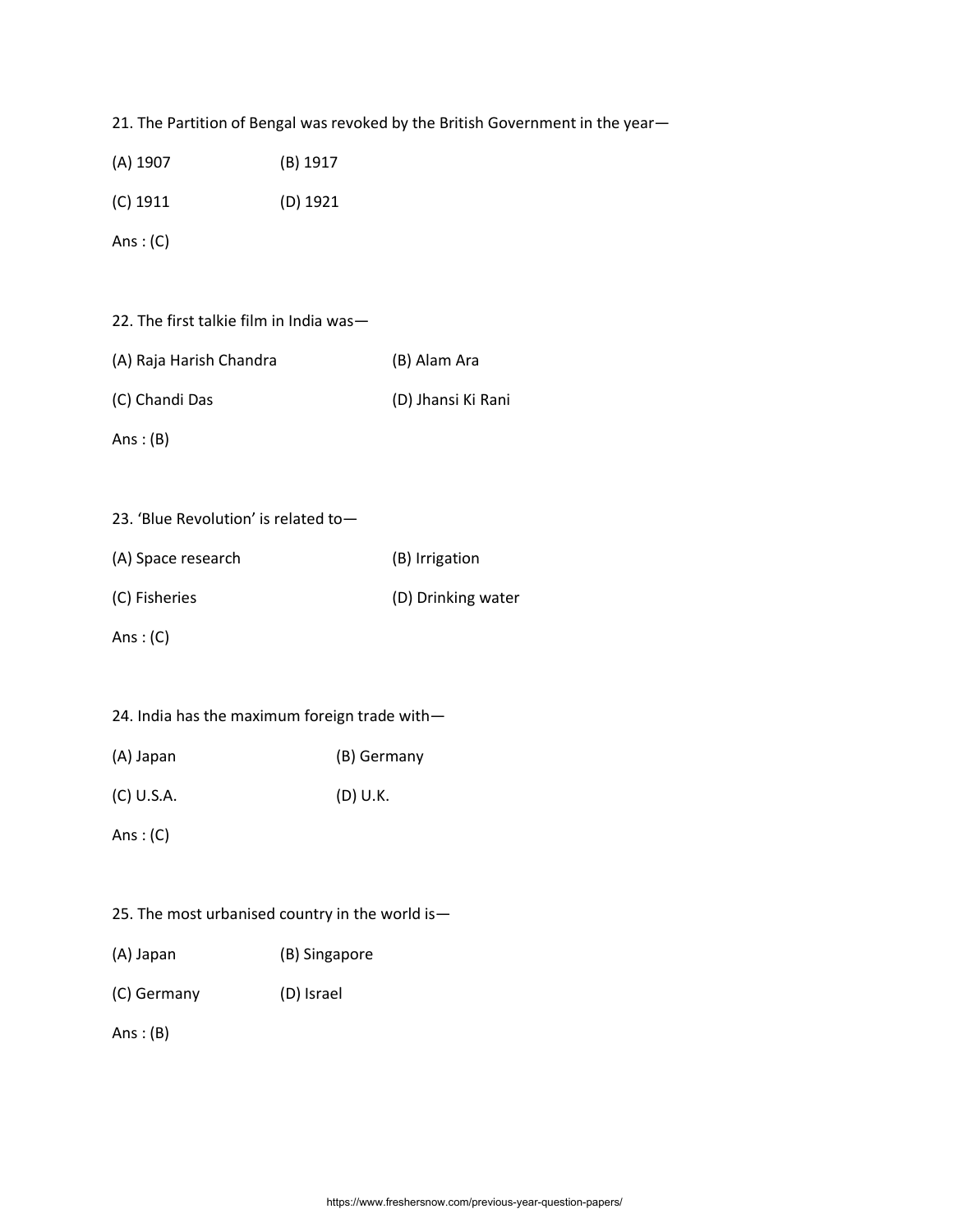21. The Partition of Bengal was revoked by the British Government in the year—

(A) 1907 (B) 1917

(C) 1911 (D) 1921

Ans : (C)

22. The first talkie film in India was—

(A) Raja Harish Chandra (B) Alam Ara

(C) Chandi Das (D) Jhansi Ki Rani

Ans : (B)

23. 'Blue Revolution' is related to—

(A) Space research (B) Irrigation

(C) Fisheries (D) Drinking water

Ans : (C)

24. India has the maximum foreign trade with—

(A) Japan (B) Germany

(C) U.S.A. (D) U.K.

Ans : (C)

25. The most urbanised country in the world is—

(A) Japan (B) Singapore

(C) Germany (D) Israel

Ans : (B)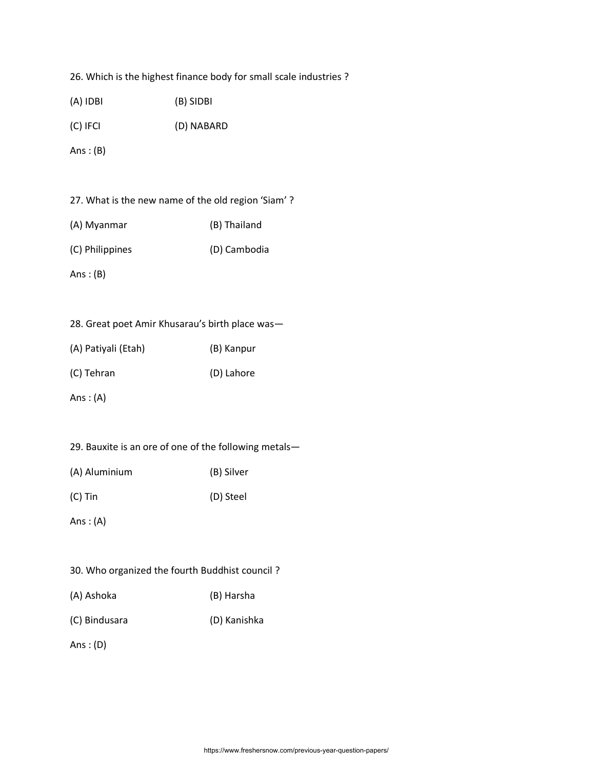26. Which is the highest finance body for small scale industries ?

(A) IDBI (B) SIDBI

(C) IFCI (D) NABARD

Ans : (B)

27. What is the new name of the old region 'Siam' ?

(A) Myanmar (B) Thailand

(C) Philippines (D) Cambodia

Ans : (B)

28. Great poet Amir Khusarau's birth place was—

(A) Patiyali (Etah) (B) Kanpur

(C) Tehran (D) Lahore

Ans : (A)

29. Bauxite is an ore of one of the following metals—

(A) Aluminium (B) Silver

(C) Tin (D) Steel

Ans : (A)

30. Who organized the fourth Buddhist council ?

(A) Ashoka (B) Harsha

(C) Bindusara (D) Kanishka

Ans : (D)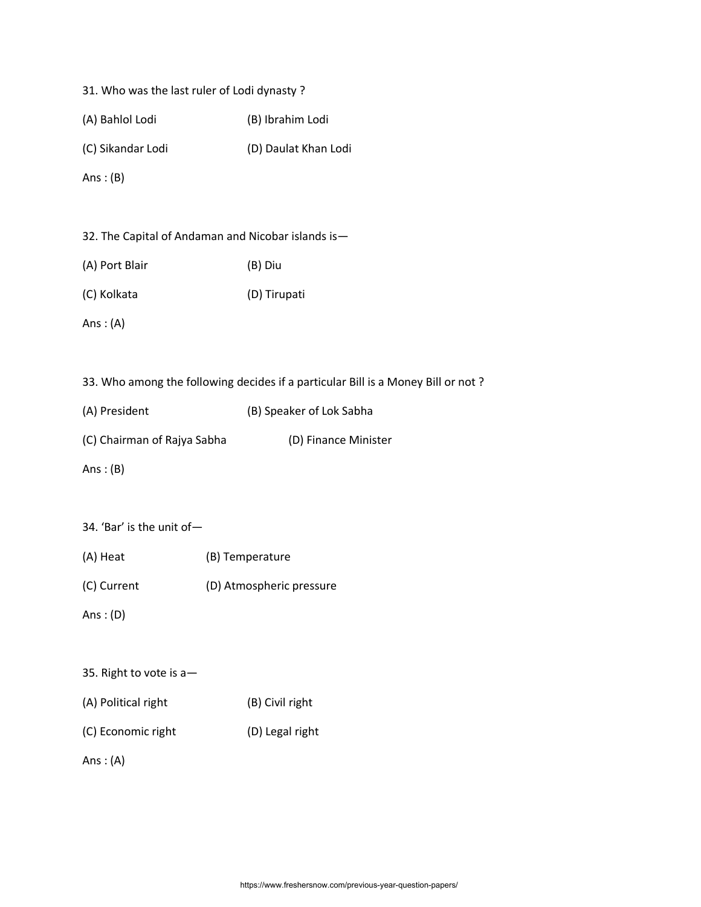31. Who was the last ruler of Lodi dynasty ?

(A) Bahlol Lodi (B) Ibrahim Lodi

(C) Sikandar Lodi (D) Daulat Khan Lodi

Ans : (B)

32. The Capital of Andaman and Nicobar islands is—

(A) Port Blair (B) Diu

(C) Kolkata (D) Tirupati

Ans : (A)

33. Who among the following decides if a particular Bill is a Money Bill or not ?

(A) President (B) Speaker of Lok Sabha

(C) Chairman of Rajya Sabha (D) Finance Minister

Ans : (B)

34. 'Bar' is the unit of—

(A) Heat (B) Temperature

(C) Current (D) Atmospheric pressure

Ans : (D)

35. Right to vote is a—

(A) Political right (B) Civil right

(C) Economic right (D) Legal right

Ans : (A)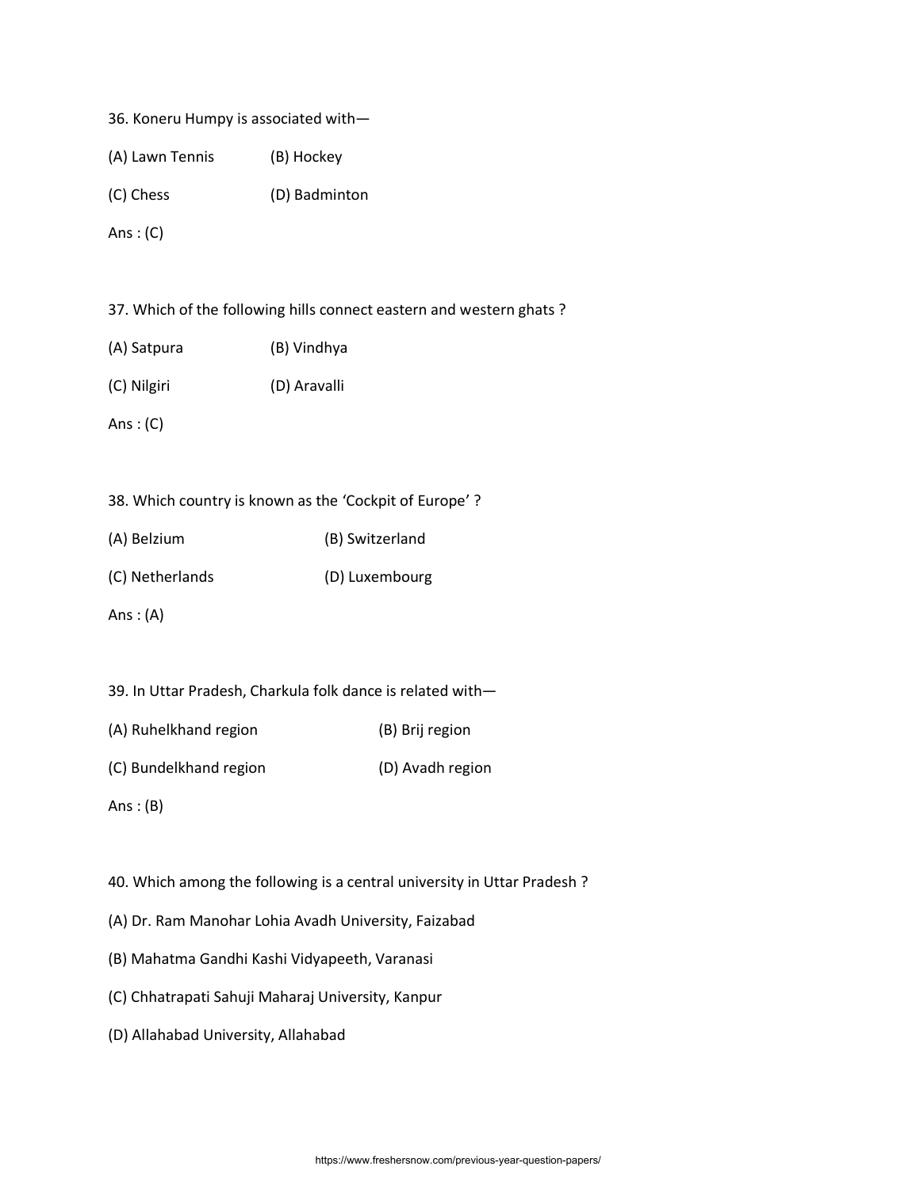36. Koneru Humpy is associated with—

(A) Lawn Tennis (B) Hockey

(C) Chess (D) Badminton

Ans : (C)

37. Which of the following hills connect eastern and western ghats ?

(A) Satpura (B) Vindhya

(C) Nilgiri (D) Aravalli

Ans : (C)

38. Which country is known as the 'Cockpit of Europe' ?

(A) Belzium (B) Switzerland

(C) Netherlands (D) Luxembourg

Ans : (A)

39. In Uttar Pradesh, Charkula folk dance is related with—

(A) Ruhelkhand region (B) Brij region

(C) Bundelkhand region (D) Avadh region

Ans : (B)

40. Which among the following is a central university in Uttar Pradesh ?

(A) Dr. Ram Manohar Lohia Avadh University, Faizabad

(B) Mahatma Gandhi Kashi Vidyapeeth, Varanasi

(C) Chhatrapati Sahuji Maharaj University, Kanpur

(D) Allahabad University, Allahabad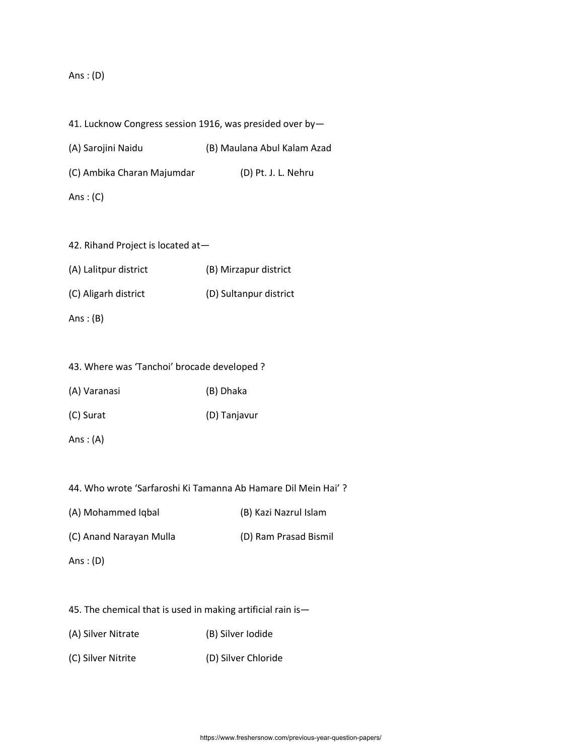Ans : (D)

41. Lucknow Congress session 1916, was presided over by—

(A) Sarojini Naidu (B) Maulana Abul Kalam Azad

(C) Ambika Charan Majumdar (D) Pt. J. L. Nehru

Ans : (C)

42. Rihand Project is located at—

(A) Lalitpur district (B) Mirzapur district

(C) Aligarh district (D) Sultanpur district

Ans : (B)

43. Where was 'Tanchoi' brocade developed ?

(A) Varanasi (B) Dhaka

(C) Surat (D) Tanjavur

Ans : (A)

44. Who wrote 'Sarfaroshi Ki Tamanna Ab Hamare Dil Mein Hai' ?

(A) Mohammed Iqbal (B) Kazi Nazrul Islam

(C) Anand Narayan Mulla (D) Ram Prasad Bismil

Ans : (D)

45. The chemical that is used in making artificial rain is—

(A) Silver Nitrate (B) Silver Iodide

(C) Silver Nitrite (D) Silver Chloride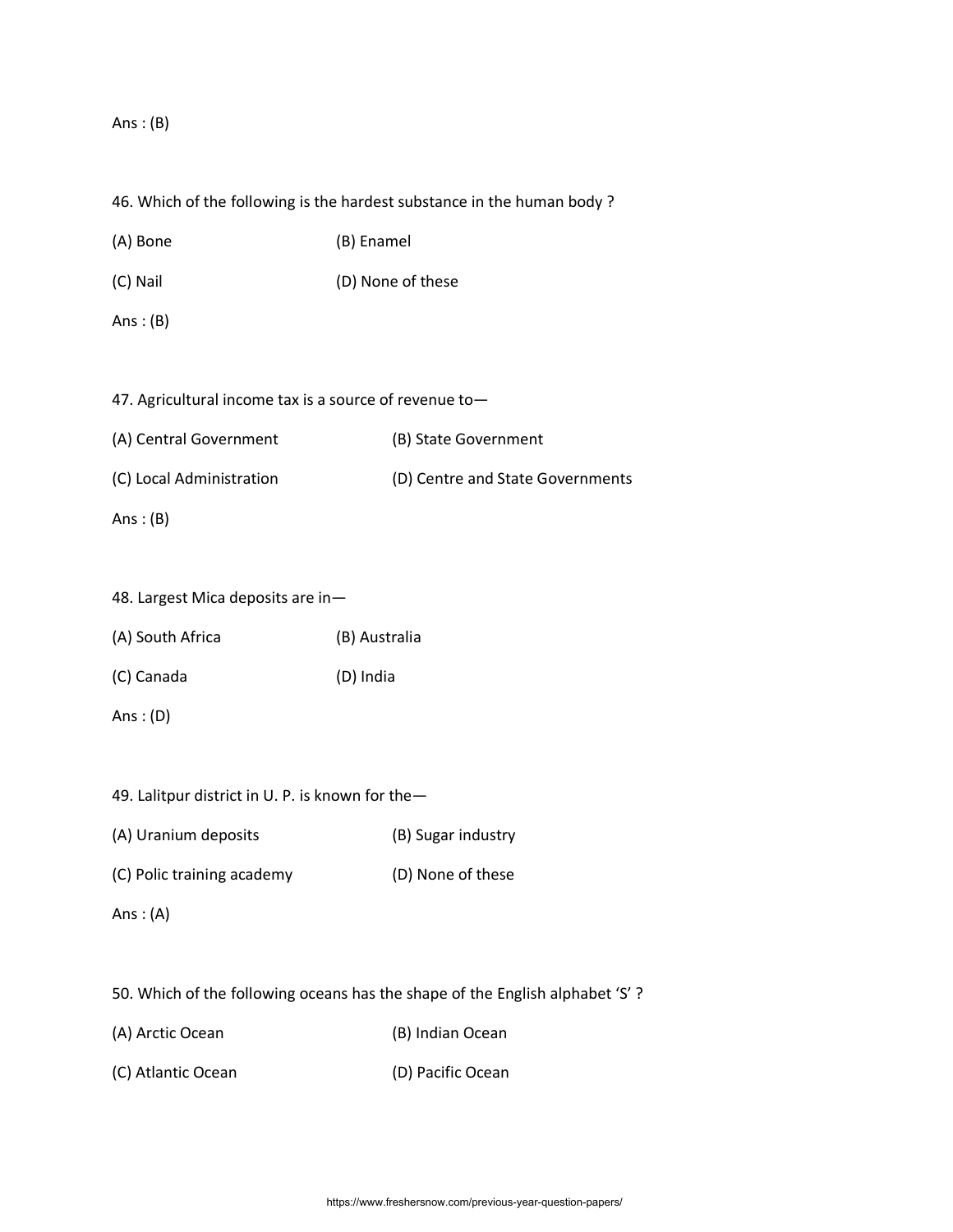Ans : (B)

46. Which of the following is the hardest substance in the human body ?

(A) Bone (B) Enamel

(C) Nail (D) None of these

Ans : (B)

47. Agricultural income tax is a source of revenue to—

(A) Central Government (B) State Government

(C) Local Administration (D) Centre and State Governments

Ans : (B)

48. Largest Mica deposits are in—

(A) South Africa (B) Australia

(C) Canada (D) India

Ans : (D)

49. Lalitpur district in U. P. is known for the—

(A) Uranium deposits (B) Sugar industry

(C) Polic training academy (D) None of these

Ans : (A)

50. Which of the following oceans has the shape of the English alphabet 'S' ?

(A) Arctic Ocean (B) Indian Ocean

(C) Atlantic Ocean (D) Pacific Ocean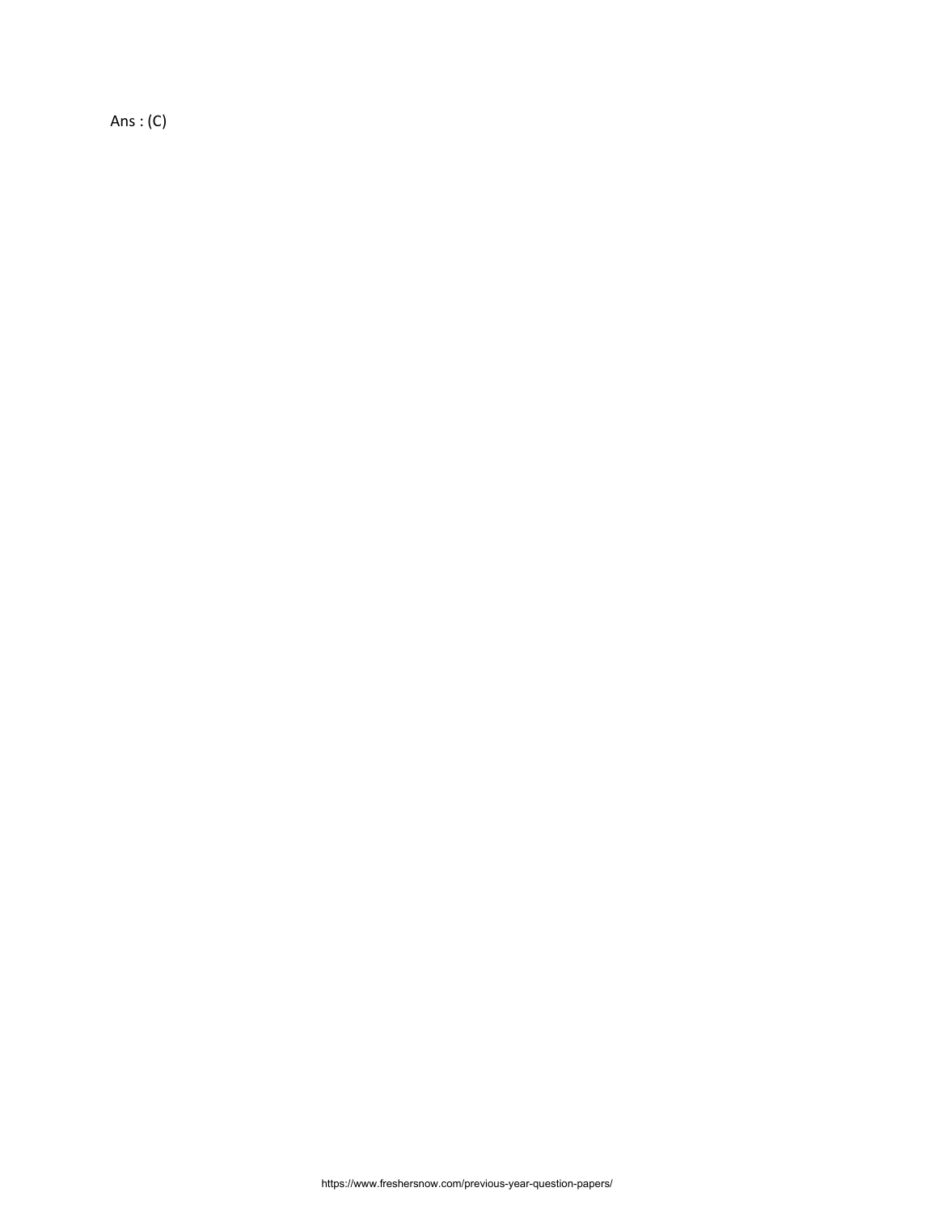Ans : (C)